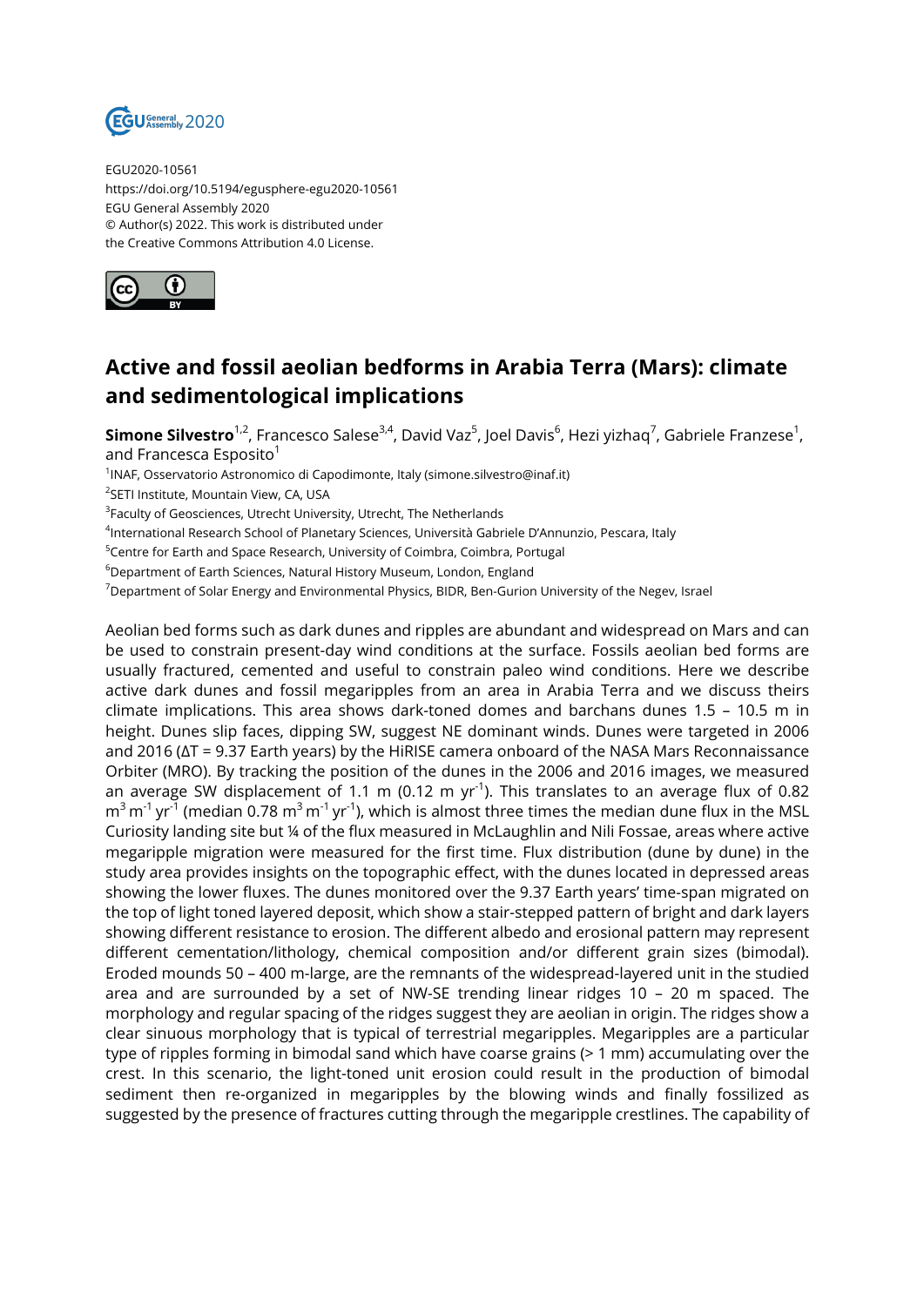EGU2020-10561
https://doi.org/10.5194/egusphere-egu2020-10561
EGU General Assembly 2020
© Author(s) 2022. This work is distributed under
the Creative Commons Attribution 4.0 License.

# Active and fossil aeolian bedforms in Arabia Terra (Mars): climate and sedimentological implications

**Simone Silvestro**[1,2], Francesco Salese[3,4], David Vaz[5], Joel Davis[6], Hezi yizhaq[7], Gabriele Franzese[1], and Francesca Esposito[1]

[1]INAF, Osservatorio Astronomico di Capodimonte, Italy (simone.silvestro@inaf.it)
[2]SETI Institute, Mountain View, CA, USA
[3]Faculty of Geosciences, Utrecht University, Utrecht, The Netherlands
[4]International Research School of Planetary Sciences, Università Gabriele D'Annunzio, Pescara, Italy
[5]Centre for Earth and Space Research, University of Coimbra, Coimbra, Portugal
[6]Department of Earth Sciences, Natural History Museum, London, England
[7]Department of Solar Energy and Environmental Physics, BIDR, Ben-Gurion University of the Negev, Israel

Aeolian bed forms such as dark dunes and ripples are abundant and widespread on Mars and can be used to constrain present-day wind conditions at the surface. Fossils aeolian bed forms are usually fractured, cemented and useful to constrain paleo wind conditions. Here we describe active dark dunes and fossil megaripples from an area in Arabia Terra and we discuss theirs climate implications. This area shows dark-toned domes and barchans dunes 1.5 – 10.5 m in height. Dunes slip faces, dipping SW, suggest NE dominant winds. Dunes were targeted in 2006 and 2016 (ΔT = 9.37 Earth years) by the HiRISE camera onboard of the NASA Mars Reconnaissance Orbiter (MRO). By tracking the position of the dunes in the 2006 and 2016 images, we measured an average SW displacement of 1.1 m (0.12 m $yr^{-1}$). This translates to an average flux of 0.82 $m^3\ m^{-1}\ yr^{-1}$ (median 0.78 $m^3\ m^{-1}\ yr^{-1}$), which is almost three times the median dune flux in the MSL Curiosity landing site but ¼ of the flux measured in McLaughlin and Nili Fossae, areas where active megaripple migration were measured for the first time. Flux distribution (dune by dune) in the study area provides insights on the topographic effect, with the dunes located in depressed areas showing the lower fluxes. The dunes monitored over the 9.37 Earth years' time-span migrated on the top of light toned layered deposit, which show a stair-stepped pattern of bright and dark layers showing different resistance to erosion. The different albedo and erosional pattern may represent different cementation/lithology, chemical composition and/or different grain sizes (bimodal). Eroded mounds 50 – 400 m-large, are the remnants of the widespread-layered unit in the studied area and are surrounded by a set of NW-SE trending linear ridges 10 – 20 m spaced. The morphology and regular spacing of the ridges suggest they are aeolian in origin. The ridges show a clear sinuous morphology that is typical of terrestrial megaripples. Megaripples are a particular type of ripples forming in bimodal sand which have coarse grains (> 1 mm) accumulating over the crest. In this scenario, the light-toned unit erosion could result in the production of bimodal sediment then re-organized in megaripples by the blowing winds and finally fossilized as suggested by the presence of fractures cutting through the megaripple crestlines. The capability of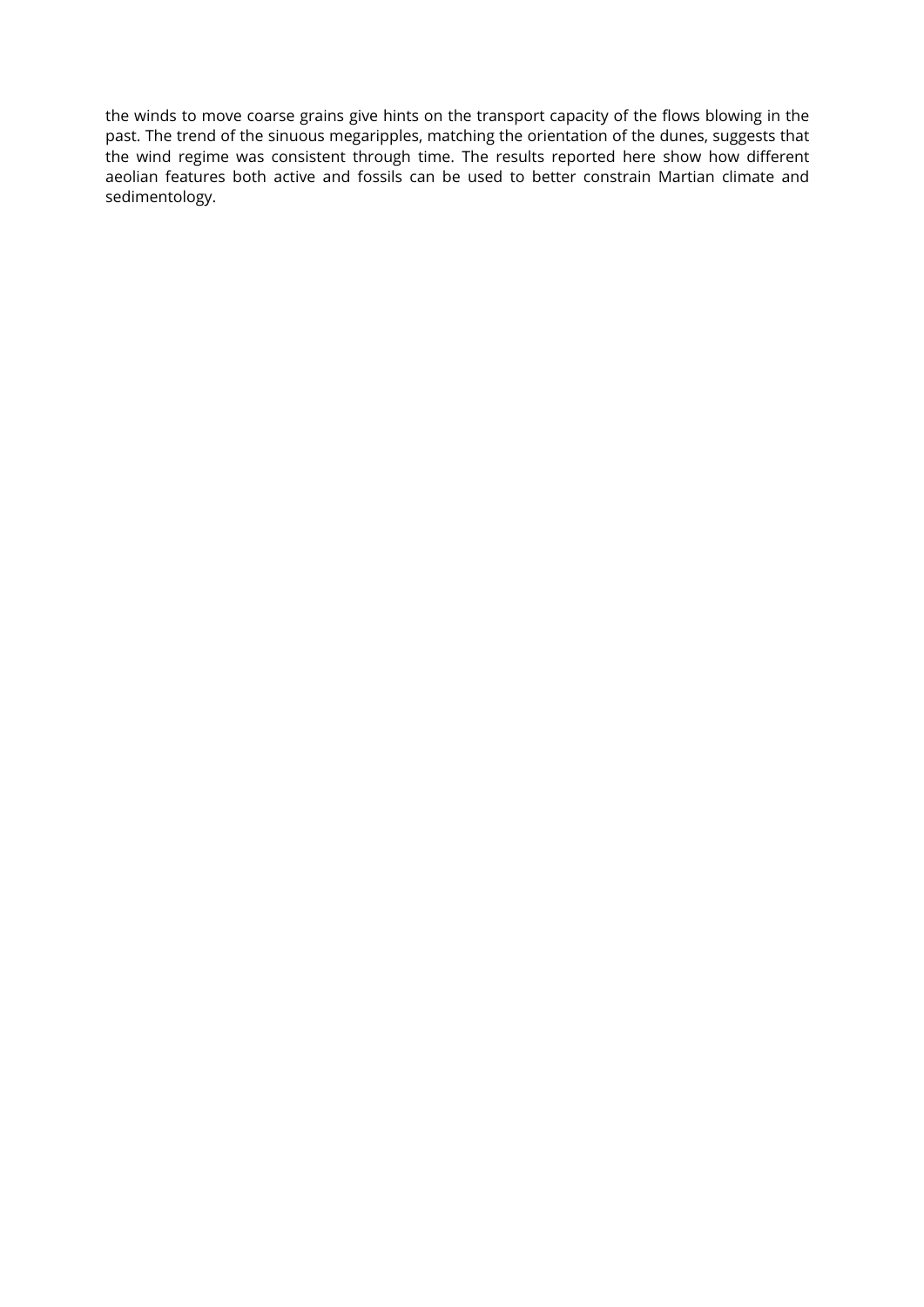the winds to move coarse grains give hints on the transport capacity of the flows blowing in the past. The trend of the sinuous megaripples, matching the orientation of the dunes, suggests that the wind regime was consistent through time. The results reported here show how different aeolian features both active and fossils can be used to better constrain Martian climate and sedimentology.